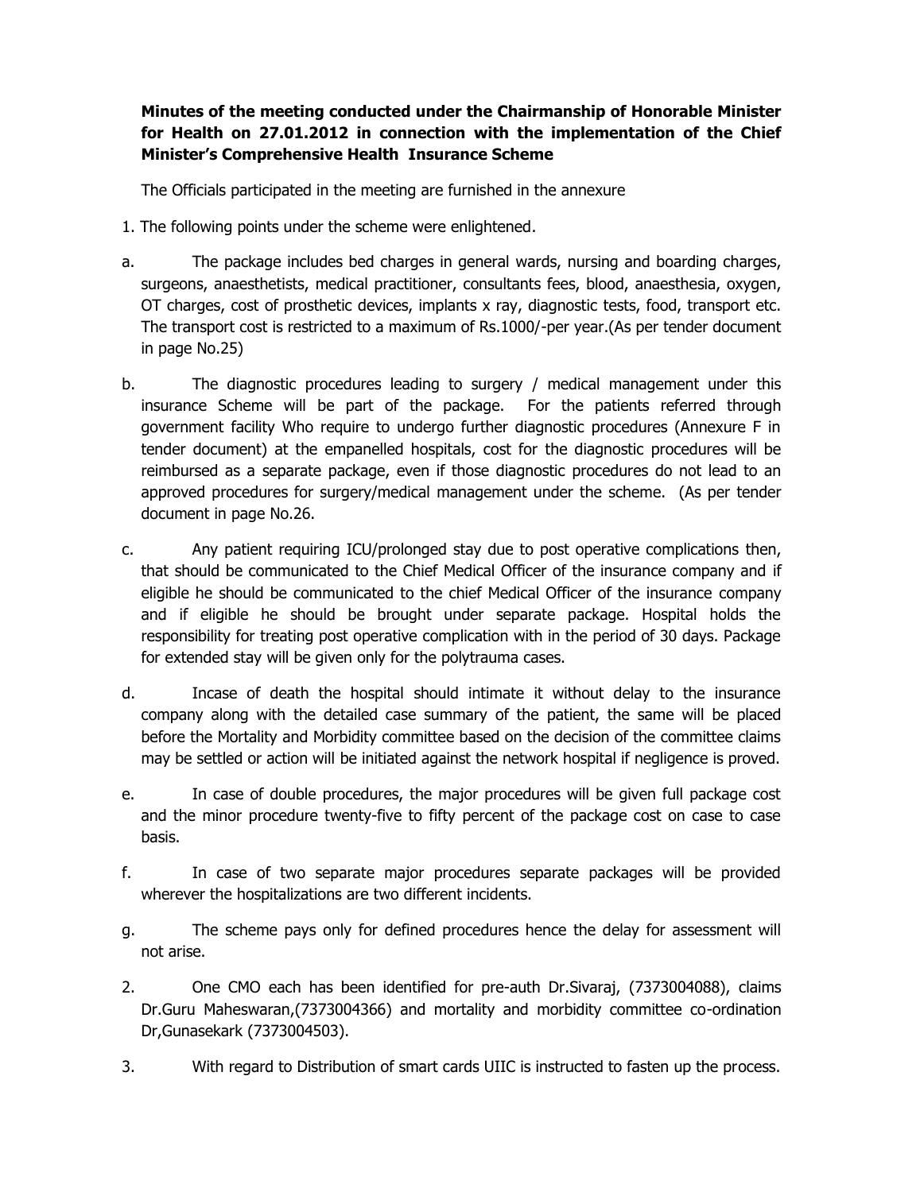**Minutes of the meeting conducted under the Chairmanship of Honorable Minister for Health on 27.01.2012 in connection with the implementation of the Chief Minister's Comprehensive Health Insurance Scheme**

The Officials participated in the meeting are furnished in the annexure

1. The following points under the scheme were enlightened.

a. The package includes bed charges in general wards, nursing and boarding charges, surgeons, anaesthetists, medical practitioner, consultants fees, blood, anaesthesia, oxygen, OT charges, cost of prosthetic devices, implants x ray, diagnostic tests, food, transport etc. The transport cost is restricted to a maximum of Rs.1000/-per year.(As per tender document in page No.25)

b. The diagnostic procedures leading to surgery / medical management under this insurance Scheme will be part of the package. For the patients referred through government facility Who require to undergo further diagnostic procedures (Annexure F in tender document) at the empanelled hospitals, cost for the diagnostic procedures will be reimbursed as a separate package, even if those diagnostic procedures do not lead to an approved procedures for surgery/medical management under the scheme. (As per tender document in page No.26.

c. Any patient requiring ICU/prolonged stay due to post operative complications then, that should be communicated to the Chief Medical Officer of the insurance company and if eligible he should be communicated to the chief Medical Officer of the insurance company and if eligible he should be brought under separate package. Hospital holds the responsibility for treating post operative complication with in the period of 30 days. Package for extended stay will be given only for the polytrauma cases.

d. Incase of death the hospital should intimate it without delay to the insurance company along with the detailed case summary of the patient, the same will be placed before the Mortality and Morbidity committee based on the decision of the committee claims may be settled or action will be initiated against the network hospital if negligence is proved.

e. In case of double procedures, the major procedures will be given full package cost and the minor procedure twenty-five to fifty percent of the package cost on case to case basis.

f. In case of two separate major procedures separate packages will be provided wherever the hospitalizations are two different incidents.

g. The scheme pays only for defined procedures hence the delay for assessment will not arise.

2. One CMO each has been identified for pre-auth Dr.Sivaraj, (7373004088), claims Dr.Guru Maheswaran,(7373004366) and mortality and morbidity committee co-ordination Dr,Gunasekark (7373004503).

3. With regard to Distribution of smart cards UIIC is instructed to fasten up the process.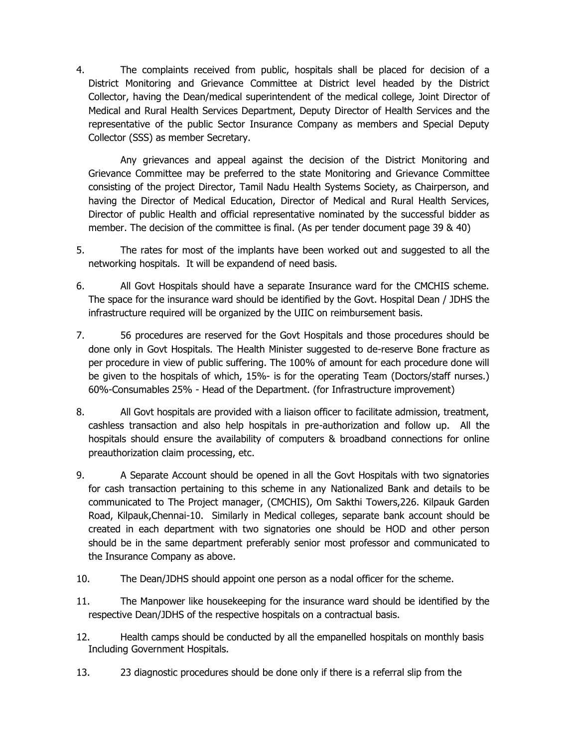4. The complaints received from public, hospitals shall be placed for decision of a District Monitoring and Grievance Committee at District level headed by the District Collector, having the Dean/medical superintendent of the medical college, Joint Director of Medical and Rural Health Services Department, Deputy Director of Health Services and the representative of the public Sector Insurance Company as members and Special Deputy Collector (SSS) as member Secretary.

   Any grievances and appeal against the decision of the District Monitoring and Grievance Committee may be preferred to the state Monitoring and Grievance Committee consisting of the project Director, Tamil Nadu Health Systems Society, as Chairperson, and having the Director of Medical Education, Director of Medical and Rural Health Services, Director of public Health and official representative nominated by the successful bidder as member. The decision of the committee is final. (As per tender document page 39 & 40)

5. The rates for most of the implants have been worked out and suggested to all the networking hospitals. It will be expandend of need basis.

6. All Govt Hospitals should have a separate Insurance ward for the CMCHIS scheme. The space for the insurance ward should be identified by the Govt. Hospital Dean / JDHS the infrastructure required will be organized by the UIIC on reimbursement basis.

7. 56 procedures are reserved for the Govt Hospitals and those procedures should be done only in Govt Hospitals. The Health Minister suggested to de-reserve Bone fracture as per procedure in view of public suffering. The 100% of amount for each procedure done will be given to the hospitals of which, 15%- is for the operating Team (Doctors/staff nurses.) 60%-Consumables 25% - Head of the Department. (for Infrastructure improvement)

8. All Govt hospitals are provided with a liaison officer to facilitate admission, treatment, cashless transaction and also help hospitals in pre-authorization and follow up. All the hospitals should ensure the availability of computers & broadband connections for online preauthorization claim processing, etc.

9. A Separate Account should be opened in all the Govt Hospitals with two signatories for cash transaction pertaining to this scheme in any Nationalized Bank and details to be communicated to The Project manager, (CMCHIS), Om Sakthi Towers,226. Kilpauk Garden Road, Kilpauk,Chennai-10. Similarly in Medical colleges, separate bank account should be created in each department with two signatories one should be HOD and other person should be in the same department preferably senior most professor and communicated to the Insurance Company as above.

10. The Dean/JDHS should appoint one person as a nodal officer for the scheme.

11. The Manpower like housekeeping for the insurance ward should be identified by the respective Dean/JDHS of the respective hospitals on a contractual basis.

12. Health camps should be conducted by all the empanelled hospitals on monthly basis Including Government Hospitals.

13. 23 diagnostic procedures should be done only if there is a referral slip from the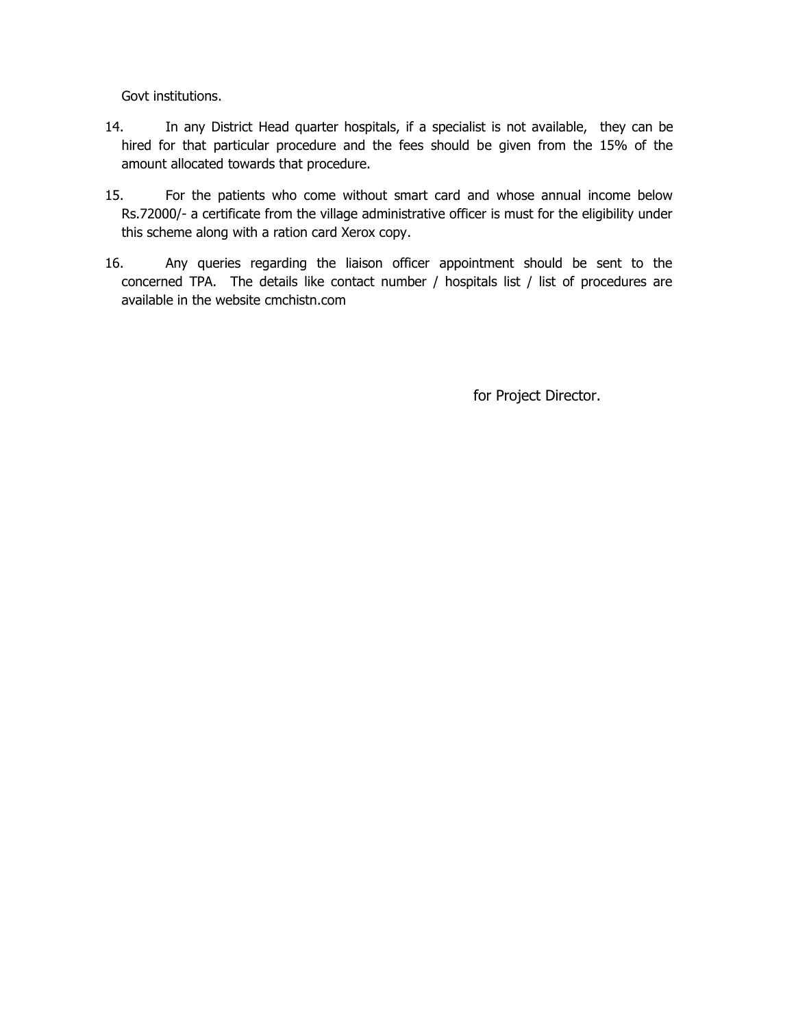Govt institutions.

14. In any District Head quarter hospitals, if a specialist is not available, they can be hired for that particular procedure and the fees should be given from the 15% of the amount allocated towards that procedure.

15. For the patients who come without smart card and whose annual income below Rs.72000/- a certificate from the village administrative officer is must for the eligibility under this scheme along with a ration card Xerox copy.

16. Any queries regarding the liaison officer appointment should be sent to the concerned TPA. The details like contact number / hospitals list / list of procedures are available in the website cmchistn.com

for Project Director.